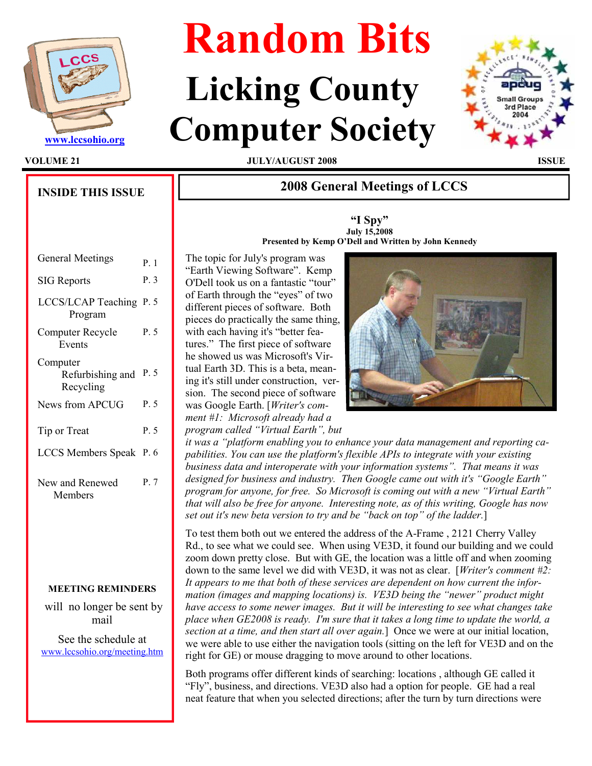# Random Bits

# Licking County Computer Society

www.lccsohio.org

**VOLUME 21** **JULY/AUGUST 2008** **ISSUE**

## INSIDE THIS ISSUE

| | |
|---|---|
| General Meetings | P. 1 |
| SIG Reports | P. 3 |
| LCCS/LCAP Teaching Program | P. 5 |
| Computer Recycle Events | P. 5 |
| Computer Refurbishing and Recycling | P. 5 |
| News from APCUG | P. 5 |
| Tip or Treat | P. 5 |
| LCCS Members Speak | P. 6 |
| New and Renewed Members | P. 7 |

**MEETING REMINDERS**

will no longer be sent by mail

See the schedule at www.lccsohio.org/meeting.htm

## 2008 General Meetings of LCCS

**"I Spy"**
**July 15,2008**
**Presented by Kemp O'Dell and Written by John Kennedy**

The topic for July's program was "Earth Viewing Software". Kemp O'Dell took us on a fantastic "tour" of Earth through the "eyes" of two different pieces of software. Both pieces do practically the same thing, with each having it's "better features." The first piece of software he showed us was Microsoft's Virtual Earth 3D. This is a beta, meaning it's still under construction, version. The second piece of software was Google Earth. [*Writer's comment #1: Microsoft already had a program called "Virtual Earth", but it was a "platform enabling you to enhance your data management and reporting capabilities. You can use the platform's flexible APIs to integrate with your existing business data and interoperate with your information systems". That means it was designed for business and industry. Then Google came out with it's "Google Earth" program for anyone, for free. So Microsoft is coming out with a new "Virtual Earth" that will also be free for anyone. Interesting note, as of this writing, Google has now set out it's new beta version to try and be "back on top" of the ladder.*]

To test them both out we entered the address of the A-Frame , 2121 Cherry Valley Rd., to see what we could see. When using VE3D, it found our building and we could zoom down pretty close. But with GE, the location was a little off and when zooming down to the same level we did with VE3D, it was not as clear. [*Writer's comment #2: It appears to me that both of these services are dependent on how current the information (images and mapping locations) is. VE3D being the "newer" product might have access to some newer images. But it will be interesting to see what changes take place when GE2008 is ready. I'm sure that it takes a long time to update the world, a section at a time, and then start all over again.*] Once we were at our initial location, we were able to use either the navigation tools (sitting on the left for VE3D and on the right for GE) or mouse dragging to move around to other locations.

Both programs offer different kinds of searching: locations , although GE called it "Fly", business, and directions. VE3D also had a option for people. GE had a real neat feature that when you selected directions; after the turn by turn directions were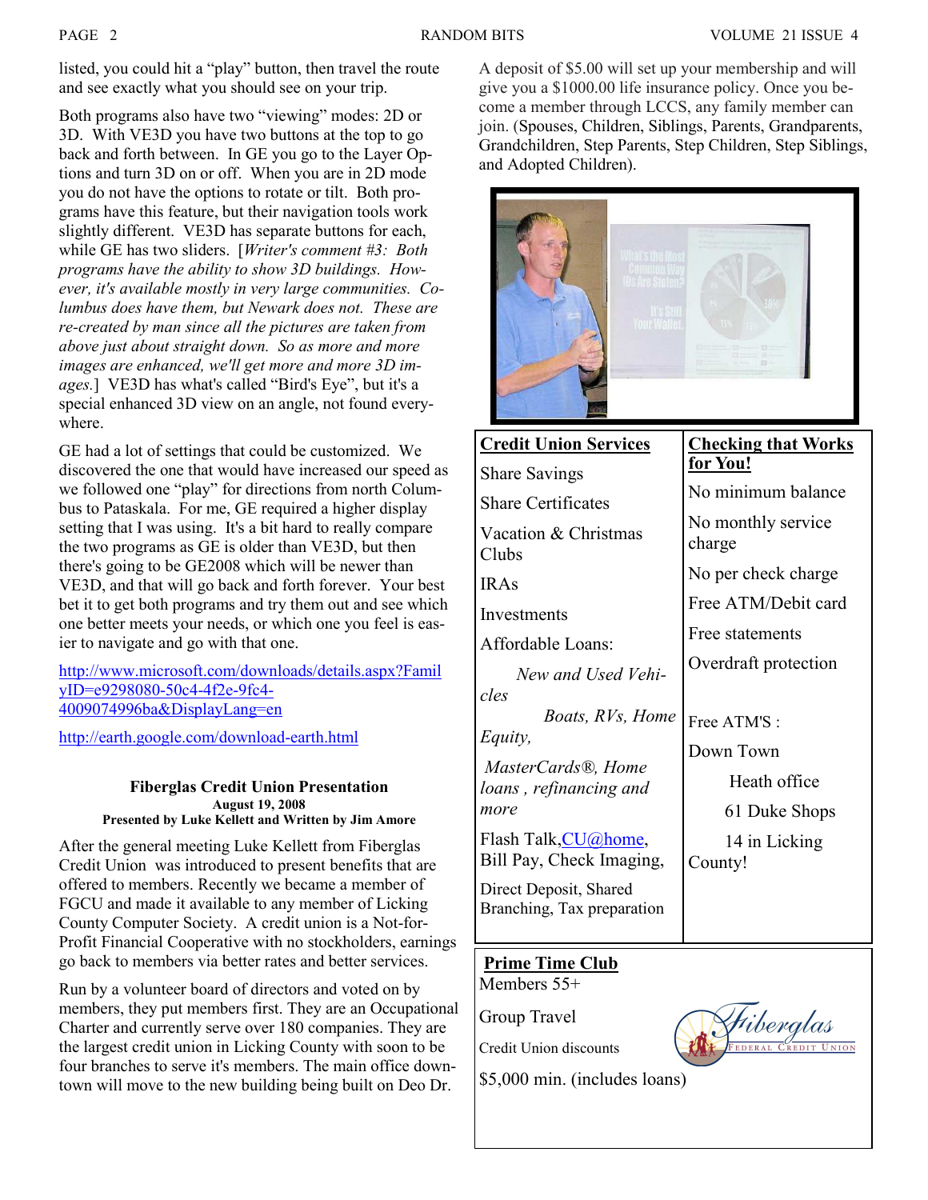listed, you could hit a "play" button, then travel the route and see exactly what you should see on your trip.

Both programs also have two "viewing" modes: 2D or 3D. With VE3D you have two buttons at the top to go back and forth between. In GE you go to the Layer Options and turn 3D on or off. When you are in 2D mode you do not have the options to rotate or tilt. Both programs have this feature, but their navigation tools work slightly different. VE3D has separate buttons for each, while GE has two sliders. [*Writer's comment #3: Both programs have the ability to show 3D buildings. However, it's available mostly in very large communities. Columbus does have them, but Newark does not. These are re-created by man since all the pictures are taken from above just about straight down. So as more and more images are enhanced, we'll get more and more 3D images.*] VE3D has what's called "Bird's Eye", but it's a special enhanced 3D view on an angle, not found everywhere.

GE had a lot of settings that could be customized. We discovered the one that would have increased our speed as we followed one "play" for directions from north Columbus to Pataskala. For me, GE required a higher display setting that I was using. It's a bit hard to really compare the two programs as GE is older than VE3D, but then there's going to be GE2008 which will be newer than VE3D, and that will go back and forth forever. Your best bet it to get both programs and try them out and see which one better meets your needs, or which one you feel is easier to navigate and go with that one.

http://www.microsoft.com/downloads/details.aspx?FamilyID=e9298080-50c4-4f2e-9fc4-4009074996ba&DisplayLang=en

http://earth.google.com/download-earth.html

### Fiberglas Credit Union Presentation

**August 19, 2008**

**Presented by Luke Kellett and Written by Jim Amore**

After the general meeting Luke Kellett from Fiberglas Credit Union was introduced to present benefits that are offered to members. Recently we became a member of FGCU and made it available to any member of Licking County Computer Society. A credit union is a Not-for-Profit Financial Cooperative with no stockholders, earnings go back to members via better rates and better services.

Run by a volunteer board of directors and voted on by members, they put members first. They are an Occupational Charter and currently serve over 180 companies. They are the largest credit union in Licking County with soon to be four branches to serve it's members. The main office downtown will move to the new building being built on Deo Dr.

A deposit of $5.00 will set up your membership and will give you a $1000.00 life insurance policy. Once you become a member through LCCS, any family member can join. (Spouses, Children, Siblings, Parents, Grandparents, Grandchildren, Step Parents, Step Children, Step Siblings, and Adopted Children).

**Credit Union Services**

Share Savings

Share Certificates

Vacation & Christmas Clubs

IRAs

Investments

Affordable Loans:

*New and Used Vehicles*

*Boats, RVs, Home Equity,*

*MasterCards®, Home loans , refinancing and more*

Flash Talk, CU@home, Bill Pay, Check Imaging,

Direct Deposit, Shared Branching, Tax preparation

**Checking that Works for You!**

No minimum balance

No monthly service charge

No per check charge

Free ATM/Debit card

Free statements

Overdraft protection

Free ATM'S :

Down Town

Heath office

61 Duke Shops

14 in Licking County!

**Prime Time Club**

Members 55+

Group Travel

Credit Union discounts

$5,000 min. (includes loans)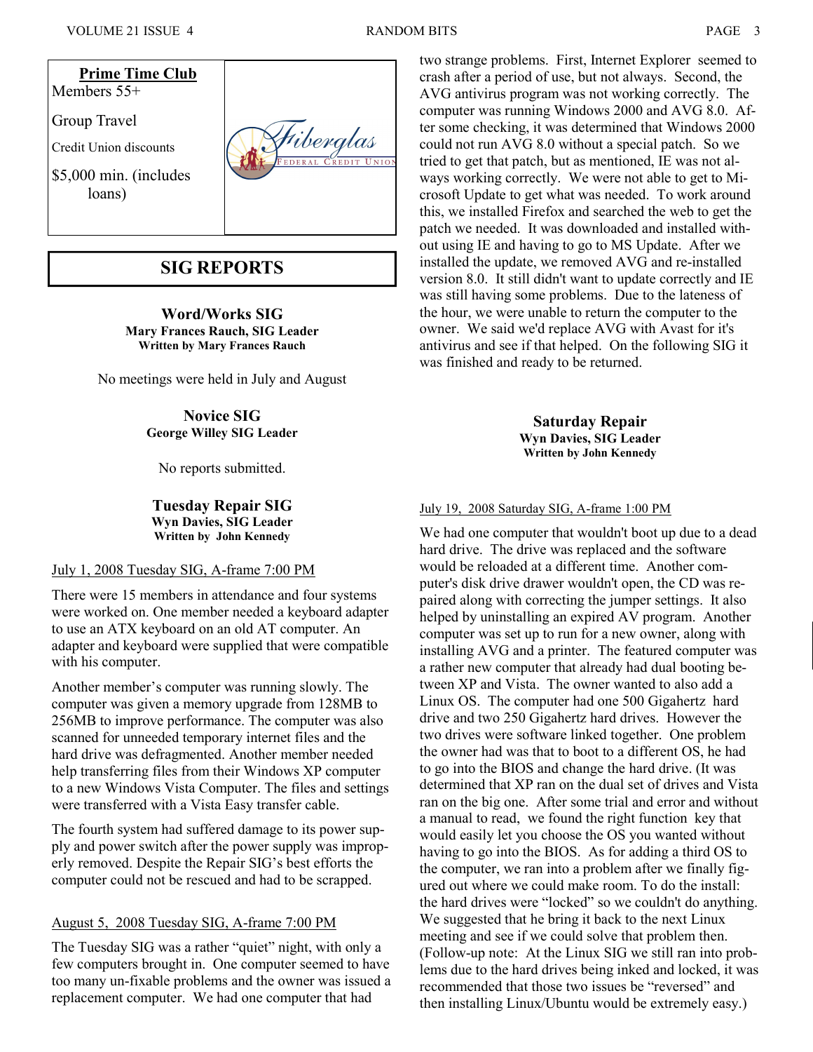**Prime Time Club**

Members 55+

Group Travel

Credit Union discounts

$5,000 min. (includes loans)

Fiberglas Federal Credit Union

## SIG REPORTS

### Word/Works SIG

**Mary Frances Rauch, SIG Leader**
**Written by Mary Frances Rauch**

No meetings were held in July and August

### Novice SIG

**George Willey SIG Leader**

No reports submitted.

### Tuesday Repair SIG

**Wyn Davies, SIG Leader**
**Written by John Kennedy**

July 1, 2008 Tuesday SIG, A-frame 7:00 PM

There were 15 members in attendance and four systems were worked on. One member needed a keyboard adapter to use an ATX keyboard on an old AT computer. An adapter and keyboard were supplied that were compatible with his computer.

Another member's computer was running slowly. The computer was given a memory upgrade from 128MB to 256MB to improve performance. The computer was also scanned for unneeded temporary internet files and the hard drive was defragmented. Another member needed help transferring files from their Windows XP computer to a new Windows Vista Computer. The files and settings were transferred with a Vista Easy transfer cable.

The fourth system had suffered damage to its power supply and power switch after the power supply was improperly removed. Despite the Repair SIG's best efforts the computer could not be rescued and had to be scrapped.

August 5, 2008 Tuesday SIG, A-frame 7:00 PM

The Tuesday SIG was a rather "quiet" night, with only a few computers brought in. One computer seemed to have too many un-fixable problems and the owner was issued a replacement computer. We had one computer that had two strange problems. First, Internet Explorer seemed to crash after a period of use, but not always. Second, the AVG antivirus program was not working correctly. The computer was running Windows 2000 and AVG 8.0. After some checking, it was determined that Windows 2000 could not run AVG 8.0 without a special patch. So we tried to get that patch, but as mentioned, IE was not always working correctly. We were not able to get to Microsoft Update to get what was needed. To work around this, we installed Firefox and searched the web to get the patch we needed. It was downloaded and installed without using IE and having to go to MS Update. After we installed the update, we removed AVG and re-installed version 8.0. It still didn't want to update correctly and IE was still having some problems. Due to the lateness of the hour, we were unable to return the computer to the owner. We said we'd replace AVG with Avast for it's antivirus and see if that helped. On the following SIG it was finished and ready to be returned.

### Saturday Repair

**Wyn Davies, SIG Leader**
**Written by John Kennedy**

July 19, 2008 Saturday SIG, A-frame 1:00 PM

We had one computer that wouldn't boot up due to a dead hard drive. The drive was replaced and the software would be reloaded at a different time. Another computer's disk drive drawer wouldn't open, the CD was repaired along with correcting the jumper settings. It also helped by uninstalling an expired AV program. Another computer was set up to run for a new owner, along with installing AVG and a printer. The featured computer was a rather new computer that already had dual booting between XP and Vista. The owner wanted to also add a Linux OS. The computer had one 500 Gigahertz hard drive and two 250 Gigahertz hard drives. However the two drives were software linked together. One problem the owner had was that to boot to a different OS, he had to go into the BIOS and change the hard drive. (It was determined that XP ran on the dual set of drives and Vista ran on the big one. After some trial and error and without a manual to read, we found the right function key that would easily let you choose the OS you wanted without having to go into the BIOS. As for adding a third OS to the computer, we ran into a problem after we finally figured out where we could make room. To do the install: the hard drives were "locked" so we couldn't do anything. We suggested that he bring it back to the next Linux meeting and see if we could solve that problem then. (Follow-up note: At the Linux SIG we still ran into problems due to the hard drives being inked and locked, it was recommended that those two issues be "reversed" and then installing Linux/Ubuntu would be extremely easy.)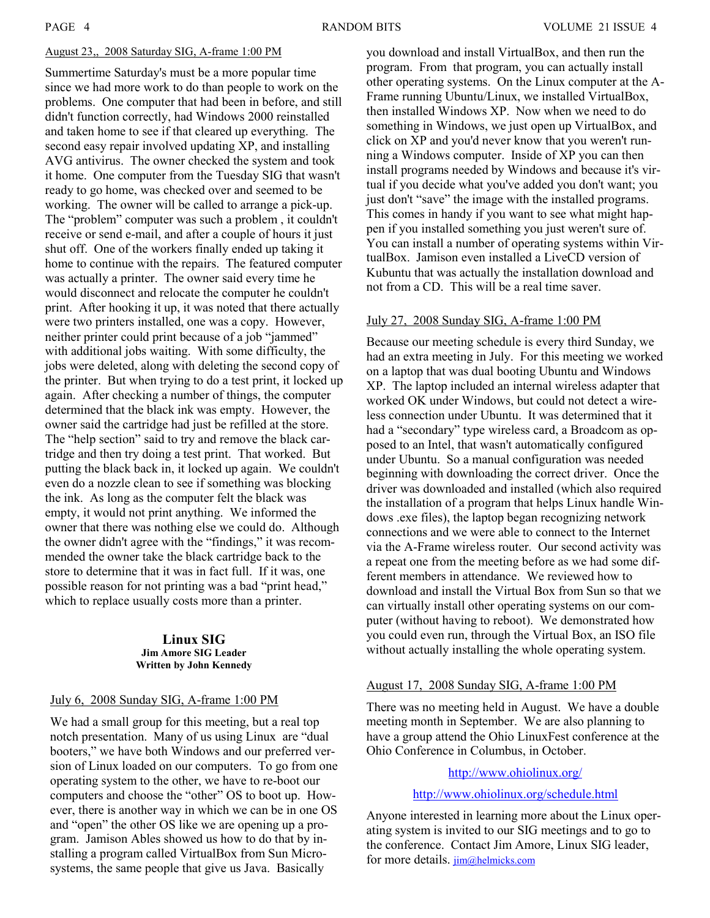August 23,, 2008 Saturday SIG, A-frame 1:00 PM

Summertime Saturday's must be a more popular time since we had more work to do than people to work on the problems. One computer that had been in before, and still didn't function correctly, had Windows 2000 reinstalled and taken home to see if that cleared up everything. The second easy repair involved updating XP, and installing AVG antivirus. The owner checked the system and took it home. One computer from the Tuesday SIG that wasn't ready to go home, was checked over and seemed to be working. The owner will be called to arrange a pick-up. The "problem" computer was such a problem , it couldn't receive or send e-mail, and after a couple of hours it just shut off. One of the workers finally ended up taking it home to continue with the repairs. The featured computer was actually a printer. The owner said every time he would disconnect and relocate the computer he couldn't print. After hooking it up, it was noted that there actually were two printers installed, one was a copy. However, neither printer could print because of a job "jammed" with additional jobs waiting. With some difficulty, the jobs were deleted, along with deleting the second copy of the printer. But when trying to do a test print, it locked up again. After checking a number of things, the computer determined that the black ink was empty. However, the owner said the cartridge had just be refilled at the store. The "help section" said to try and remove the black cartridge and then try doing a test print. That worked. But putting the black back in, it locked up again. We couldn't even do a nozzle clean to see if something was blocking the ink. As long as the computer felt the black was empty, it would not print anything. We informed the owner that there was nothing else we could do. Although the owner didn't agree with the "findings," it was recommended the owner take the black cartridge back to the store to determine that it was in fact full. If it was, one possible reason for not printing was a bad "print head," which to replace usually costs more than a printer.

## Linux SIG

**Jim Amore SIG Leader**
**Written by John Kennedy**

July 6, 2008 Sunday SIG, A-frame 1:00 PM

We had a small group for this meeting, but a real top notch presentation. Many of us using Linux are "dual booters," we have both Windows and our preferred version of Linux loaded on our computers. To go from one operating system to the other, we have to re-boot our computers and choose the "other" OS to boot up. However, there is another way in which we can be in one OS and "open" the other OS like we are opening up a program. Jamison Ables showed us how to do that by installing a program called VirtualBox from Sun Microsystems, the same people that give us Java. Basically you download and install VirtualBox, and then run the program. From that program, you can actually install other operating systems. On the Linux computer at the A-Frame running Ubuntu/Linux, we installed VirtualBox, then installed Windows XP. Now when we need to do something in Windows, we just open up VirtualBox, and click on XP and you'd never know that you weren't running a Windows computer. Inside of XP you can then install programs needed by Windows and because it's virtual if you decide what you've added you don't want; you just don't "save" the image with the installed programs. This comes in handy if you want to see what might happen if you installed something you just weren't sure of. You can install a number of operating systems within VirtualBox. Jamison even installed a LiveCD version of Kubuntu that was actually the installation download and not from a CD. This will be a real time saver.

July 27, 2008 Sunday SIG, A-frame 1:00 PM

Because our meeting schedule is every third Sunday, we had an extra meeting in July. For this meeting we worked on a laptop that was dual booting Ubuntu and Windows XP. The laptop included an internal wireless adapter that worked OK under Windows, but could not detect a wireless connection under Ubuntu. It was determined that it had a "secondary" type wireless card, a Broadcom as opposed to an Intel, that wasn't automatically configured under Ubuntu. So a manual configuration was needed beginning with downloading the correct driver. Once the driver was downloaded and installed (which also required the installation of a program that helps Linux handle Windows .exe files), the laptop began recognizing network connections and we were able to connect to the Internet via the A-Frame wireless router. Our second activity was a repeat one from the meeting before as we had some different members in attendance. We reviewed how to download and install the Virtual Box from Sun so that we can virtually install other operating systems on our computer (without having to reboot). We demonstrated how you could even run, through the Virtual Box, an ISO file without actually installing the whole operating system.

August 17, 2008 Sunday SIG, A-frame 1:00 PM

There was no meeting held in August. We have a double meeting month in September. We are also planning to have a group attend the Ohio LinuxFest conference at the Ohio Conference in Columbus, in October.

http://www.ohiolinux.org/

http://www.ohiolinux.org/schedule.html

Anyone interested in learning more about the Linux operating system is invited to our SIG meetings and to go to the conference. Contact Jim Amore, Linux SIG leader, for more details. jim@helmicks.com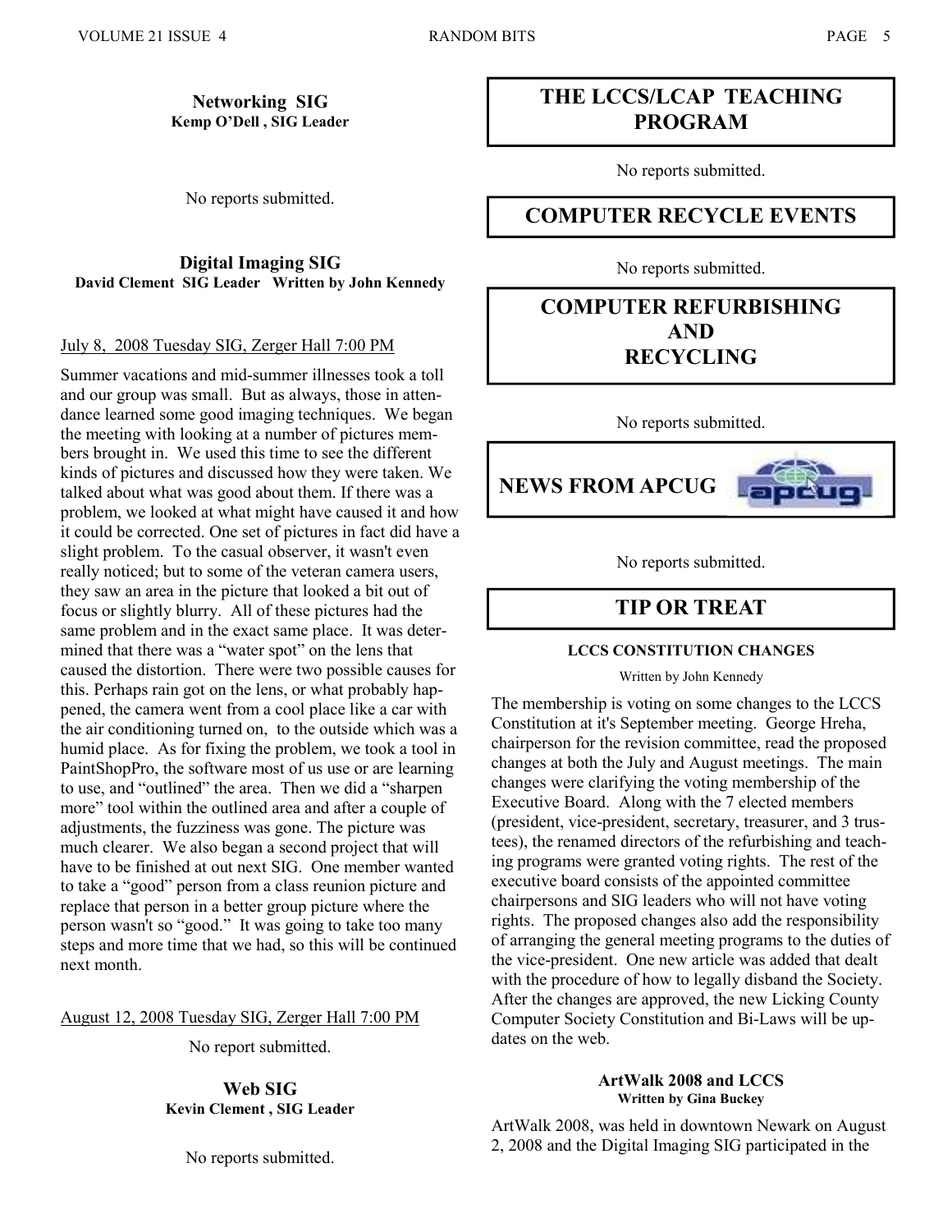### Networking SIG

**Kemp O'Dell , SIG Leader**

No reports submitted.

### Digital Imaging SIG

**David Clement SIG Leader Written by John Kennedy**

July 8, 2008 Tuesday SIG, Zerger Hall 7:00 PM

Summer vacations and mid-summer illnesses took a toll and our group was small. But as always, those in attendance learned some good imaging techniques. We began the meeting with looking at a number of pictures members brought in. We used this time to see the different kinds of pictures and discussed how they were taken. We talked about what was good about them. If there was a problem, we looked at what might have caused it and how it could be corrected. One set of pictures in fact did have a slight problem. To the casual observer, it wasn't even really noticed; but to some of the veteran camera users, they saw an area in the picture that looked a bit out of focus or slightly blurry. All of these pictures had the same problem and in the exact same place. It was determined that there was a "water spot" on the lens that caused the distortion. There were two possible causes for this. Perhaps rain got on the lens, or what probably happened, the camera went from a cool place like a car with the air conditioning turned on, to the outside which was a humid place. As for fixing the problem, we took a tool in PaintShopPro, the software most of us use or are learning to use, and "outlined" the area. Then we did a "sharpen more" tool within the outlined area and after a couple of adjustments, the fuzziness was gone. The picture was much clearer. We also began a second project that will have to be finished at out next SIG. One member wanted to take a "good" person from a class reunion picture and replace that person in a better group picture where the person wasn't so "good." It was going to take too many steps and more time that we had, so this will be continued next month.

August 12, 2008 Tuesday SIG, Zerger Hall 7:00 PM

No report submitted.

### Web SIG

**Kevin Clement , SIG Leader**

No reports submitted.

## THE LCCS/LCAP TEACHING PROGRAM

No reports submitted.

## COMPUTER RECYCLE EVENTS

No reports submitted.

## COMPUTER REFURBISHING AND RECYCLING

No reports submitted.

## NEWS FROM APCUG

No reports submitted.

## TIP OR TREAT

### LCCS CONSTITUTION CHANGES

Written by John Kennedy

The membership is voting on some changes to the LCCS Constitution at it's September meeting. George Hreha, chairperson for the revision committee, read the proposed changes at both the July and August meetings. The main changes were clarifying the voting membership of the Executive Board. Along with the 7 elected members (president, vice-president, secretary, treasurer, and 3 trustees), the renamed directors of the refurbishing and teaching programs were granted voting rights. The rest of the executive board consists of the appointed committee chairpersons and SIG leaders who will not have voting rights. The proposed changes also add the responsibility of arranging the general meeting programs to the duties of the vice-president. One new article was added that dealt with the procedure of how to legally disband the Society. After the changes are approved, the new Licking County Computer Society Constitution and Bi-Laws will be updates on the web.

### ArtWalk 2008 and LCCS

**Written by Gina Buckey**

ArtWalk 2008, was held in downtown Newark on August 2, 2008 and the Digital Imaging SIG participated in the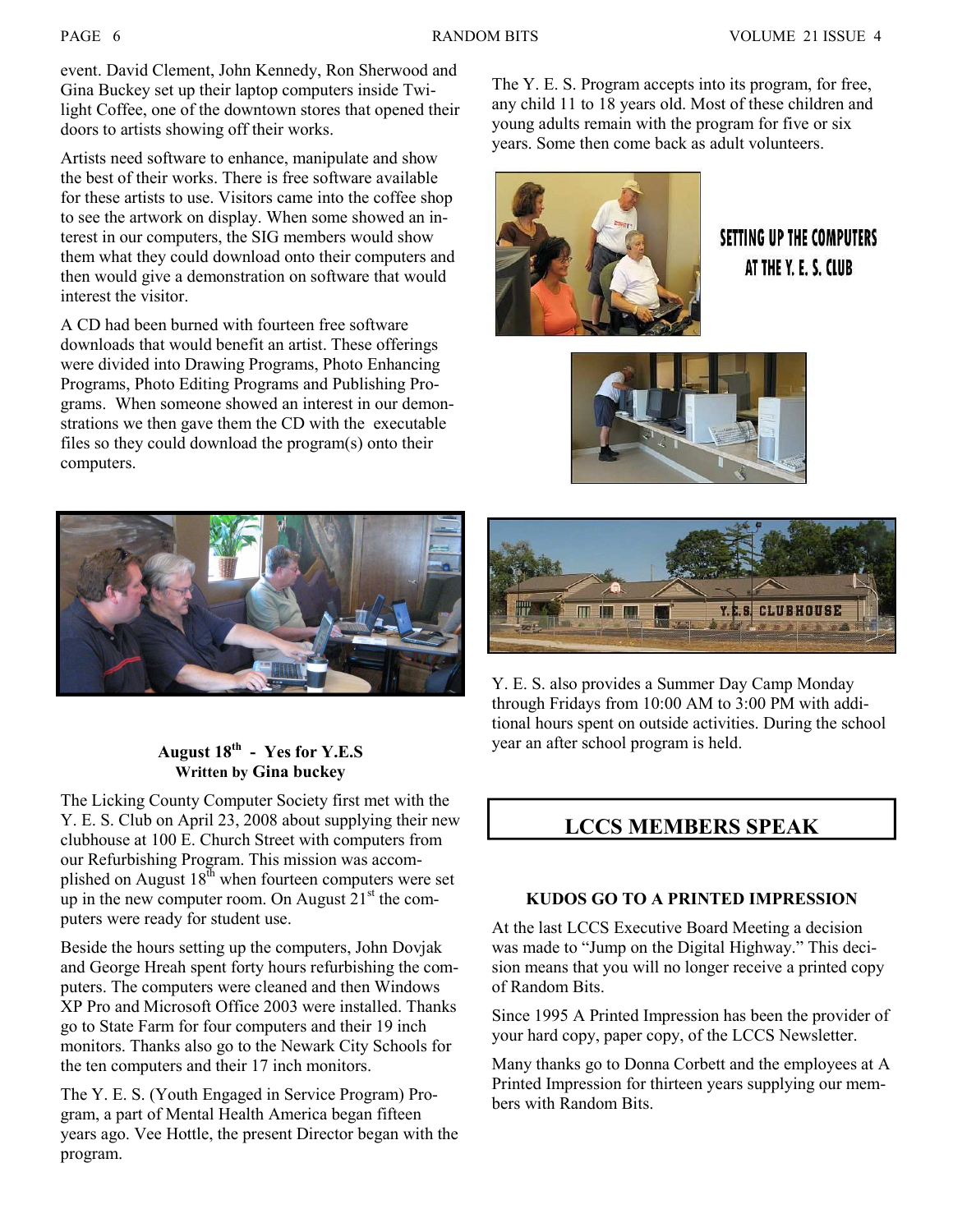event. David Clement, John Kennedy, Ron Sherwood and Gina Buckey set up their laptop computers inside Twilight Coffee, one of the downtown stores that opened their doors to artists showing off their works.

Artists need software to enhance, manipulate and show the best of their works. There is free software available for these artists to use. Visitors came into the coffee shop to see the artwork on display. When some showed an interest in our computers, the SIG members would show them what they could download onto their computers and then would give a demonstration on software that would interest the visitor.

A CD had been burned with fourteen free software downloads that would benefit an artist. These offerings were divided into Drawing Programs, Photo Enhancing Programs, Photo Editing Programs and Publishing Programs. When someone showed an interest in our demonstrations we then gave them the CD with the executable files so they could download the program(s) onto their computers.

### August 18th - Yes for Y.E.S

**Written by Gina buckey**

The Licking County Computer Society first met with the Y. E. S. Club on April 23, 2008 about supplying their new clubhouse at 100 E. Church Street with computers from our Refurbishing Program. This mission was accomplished on August 18th when fourteen computers were set up in the new computer room. On August 21st the computers were ready for student use.

Beside the hours setting up the computers, John Dovjak and George Hreah spent forty hours refurbishing the computers. The computers were cleaned and then Windows XP Pro and Microsoft Office 2003 were installed. Thanks go to State Farm for four computers and their 19 inch monitors. Thanks also go to the Newark City Schools for the ten computers and their 17 inch monitors.

The Y. E. S. (Youth Engaged in Service Program) Program, a part of Mental Health America began fifteen years ago. Vee Hottle, the present Director began with the program.

The Y. E. S. Program accepts into its program, for free, any child 11 to 18 years old. Most of these children and young adults remain with the program for five or six years. Some then come back as adult volunteers.

SETTING UP THE COMPUTERS AT THE Y. E. S. CLUB

Y. E. S. also provides a Summer Day Camp Monday through Fridays from 10:00 AM to 3:00 PM with additional hours spent on outside activities. During the school year an after school program is held.

## LCCS MEMBERS SPEAK

### KUDOS GO TO A PRINTED IMPRESSION

At the last LCCS Executive Board Meeting a decision was made to "Jump on the Digital Highway." This decision means that you will no longer receive a printed copy of Random Bits.

Since 1995 A Printed Impression has been the provider of your hard copy, paper copy, of the LCCS Newsletter.

Many thanks go to Donna Corbett and the employees at A Printed Impression for thirteen years supplying our members with Random Bits.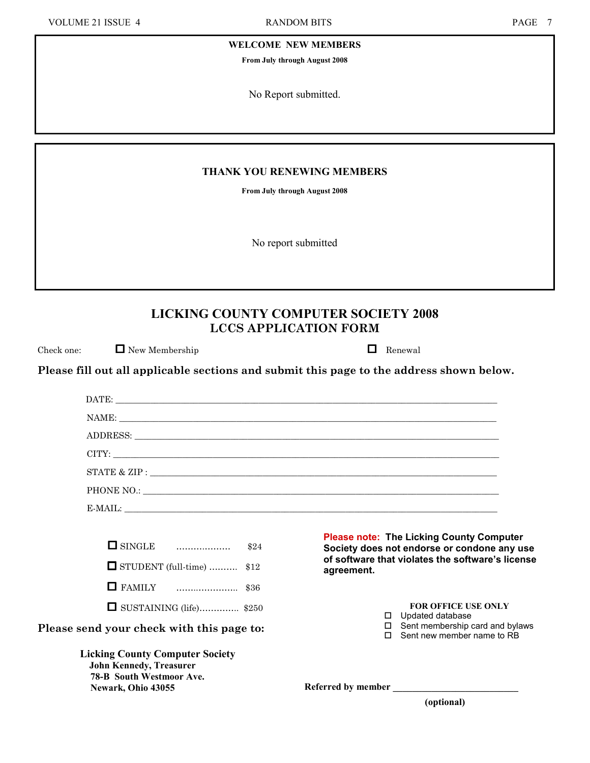## WELCOME NEW MEMBERS

**From July through August 2008**

No Report submitted.

## THANK YOU RENEWING MEMBERS

**From July through August 2008**

No report submitted

# LICKING COUNTY COMPUTER SOCIETY 2008
# LCCS APPLICATION FORM

Check one: ☐ New Membership ☐ Renewal

**Please fill out all applicable sections and submit this page to the address shown below.**

DATE: ____________________________________________

NAME: ____________________________________________

ADDRESS: ____________________________________________

CITY: ____________________________________________

STATE & ZIP : ____________________________________________

PHONE NO.: ____________________________________________

E-MAIL: ____________________________________________

- ☐ SINGLE .................. $24
- ☐ STUDENT (full-time) .......... $12
- ☐ FAMILY ...................... $36
- ☐ SUSTAINING (life).............. $250

**Please send your check with this page to:**

**Licking County Computer Society**
**John Kennedy, Treasurer**
**78-B South Westmoor Ave.**
**Newark, Ohio 43055**

**Please note: The Licking County Computer Society does not endorse or condone any use of software that violates the software's license agreement.**

**FOR OFFICE USE ONLY**

- ☐ Updated database
- ☐ Sent membership card and bylaws
- ☐ Sent new member name to RB

**Referred by member** ____________________
**(optional)**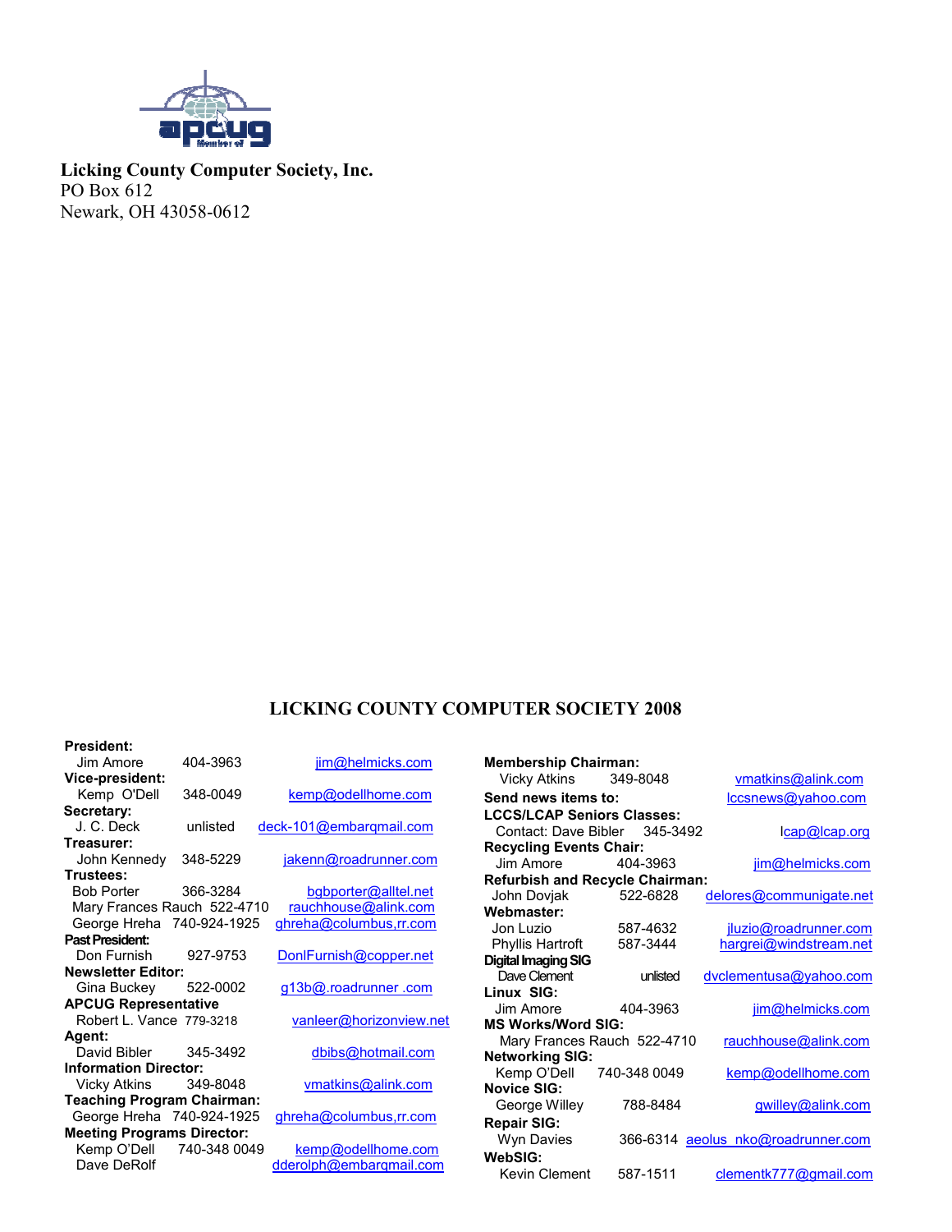**Licking County Computer Society, Inc.**
PO Box 612
Newark, OH 43058-0612

## LICKING COUNTY COMPUTER SOCIETY 2008

**President:**
Jim Amore 404-3963 jim@helmicks.com

**Vice-president:**
Kemp O'Dell 348-0049 kemp@odellhome.com

**Secretary:**
J. C. Deck unlisted deck-101@embarqmail.com

**Treasurer:**
John Kennedy 348-5229 jakenn@roadrunner.com

**Trustees:**
Bob Porter 366-3284 bgbporter@alltel.net
Mary Frances Rauch 522-4710 rauchhouse@alink.com
George Hreha 740-924-1925 ghreha@columbus,rr.com

**Past President:**
Don Furnish 927-9753 DonlFurnish@copper.net

**Newsletter Editor:**
Gina Buckey 522-0002 g13b@.roadrunner .com

**APCUG Representative**
Robert L. Vance 779-3218 vanleer@horizonview.net

**Agent:**
David Bibler 345-3492 dbibs@hotmail.com

**Information Director:**
Vicky Atkins 349-8048 vmatkins@alink.com

**Teaching Program Chairman:**
George Hreha 740-924-1925 ghreha@columbus,rr.com

**Meeting Programs Director:**
Kemp O'Dell 740-348 0049 kemp@odellhome.com
Dave DeRolf dderolph@embarqmail.com

**Membership Chairman:**
Vicky Atkins 349-8048 vmatkins@alink.com

**Send news items to:** lccsnews@yahoo.com

**LCCS/LCAP Seniors Classes:**
Contact: Dave Bibler 345-3492 lcap@lcap.org

**Recycling Events Chair:**
Jim Amore 404-3963 jim@helmicks.com

**Refurbish and Recycle Chairman:**
John Dovjak 522-6828 delores@communigate.net

**Webmaster:**
Jon Luzio 587-4632 jluzio@roadrunner.com
Phyllis Hartroft 587-3444 hargrei@windstream.net

**Digital Imaging SIG**
Dave Clement unlisted dvclementusa@yahoo.com

**Linux SIG:**
Jim Amore 404-3963 jim@helmicks.com

**MS Works/Word SIG:**
Mary Frances Rauch 522-4710 rauchhouse@alink.com

**Networking SIG:**
Kemp O'Dell 740-348 0049 kemp@odellhome.com

**Novice SIG:**
George Willey 788-8484 gwilley@alink.com

**Repair SIG:**
Wyn Davies 366-6314 aeolus_nko@roadrunner.com

**WebSIG:**
Kevin Clement 587-1511 clementk777@gmail.com